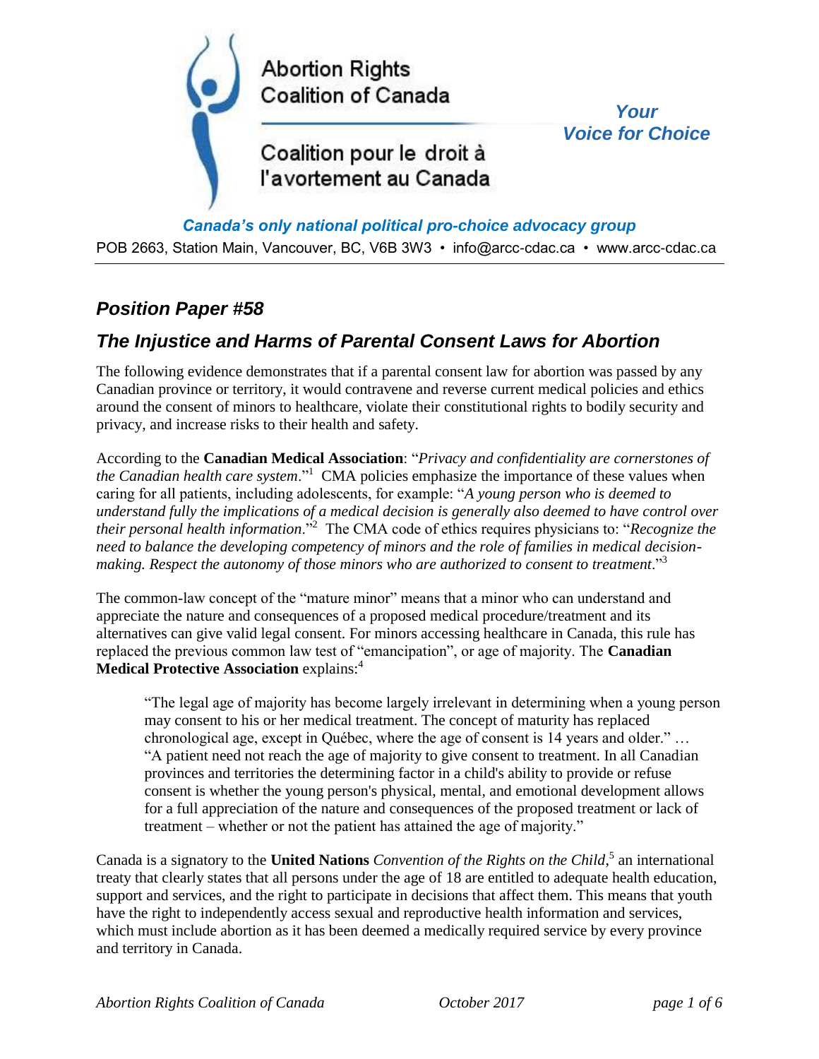Abortion Rights Coalition of Canada

Coalition pour le droit à l'avortement au Canada

*Your Voice for Choice*

***Canada's only national political pro-choice advocacy group***

POB 2663, Station Main, Vancouver, BC, V6B 3W3 • info@arcc-cdac.ca • www.arcc-cdac.ca

## *Position Paper #58*

## *The Injustice and Harms of Parental Consent Laws for Abortion*

The following evidence demonstrates that if a parental consent law for abortion was passed by any Canadian province or territory, it would contravene and reverse current medical policies and ethics around the consent of minors to healthcare, violate their constitutional rights to bodily security and privacy, and increase risks to their health and safety.

According to the **Canadian Medical Association**: "*Privacy and confidentiality are cornerstones of the Canadian health care system*."[1] CMA policies emphasize the importance of these values when caring for all patients, including adolescents, for example: "*A young person who is deemed to understand fully the implications of a medical decision is generally also deemed to have control over their personal health information*."[2] The CMA code of ethics requires physicians to: "*Recognize the need to balance the developing competency of minors and the role of families in medical decision-making. Respect the autonomy of those minors who are authorized to consent to treatment*."[3]

The common-law concept of the "mature minor" means that a minor who can understand and appreciate the nature and consequences of a proposed medical procedure/treatment and its alternatives can give valid legal consent. For minors accessing healthcare in Canada, this rule has replaced the previous common law test of "emancipation", or age of majority. The **Canadian Medical Protective Association** explains:[4]

> "The legal age of majority has become largely irrelevant in determining when a young person may consent to his or her medical treatment. The concept of maturity has replaced chronological age, except in Québec, where the age of consent is 14 years and older." … "A patient need not reach the age of majority to give consent to treatment. In all Canadian provinces and territories the determining factor in a child's ability to provide or refuse consent is whether the young person's physical, mental, and emotional development allows for a full appreciation of the nature and consequences of the proposed treatment or lack of treatment – whether or not the patient has attained the age of majority."

Canada is a signatory to the **United Nations** *Convention of the Rights on the Child*,[5] an international treaty that clearly states that all persons under the age of 18 are entitled to adequate health education, support and services, and the right to participate in decisions that affect them. This means that youth have the right to independently access sexual and reproductive health information and services, which must include abortion as it has been deemed a medically required service by every province and territory in Canada.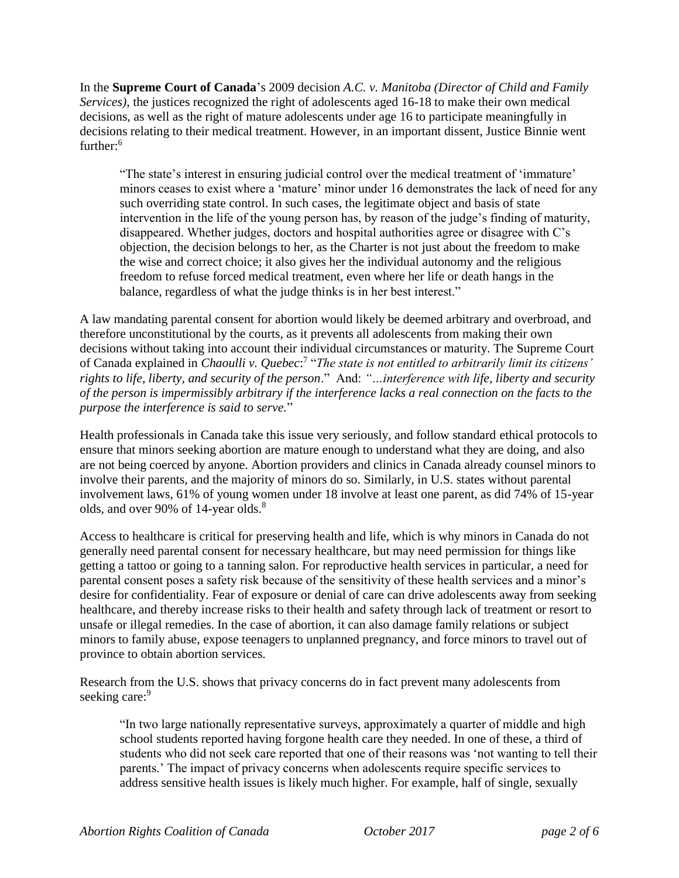In the **Supreme Court of Canada**'s 2009 decision *A.C. v. Manitoba (Director of Child and Family Services)*, the justices recognized the right of adolescents aged 16-18 to make their own medical decisions, as well as the right of mature adolescents under age 16 to participate meaningfully in decisions relating to their medical treatment. However, in an important dissent, Justice Binnie went further:[6]

> "The state's interest in ensuring judicial control over the medical treatment of 'immature' minors ceases to exist where a 'mature' minor under 16 demonstrates the lack of need for any such overriding state control. In such cases, the legitimate object and basis of state intervention in the life of the young person has, by reason of the judge's finding of maturity, disappeared. Whether judges, doctors and hospital authorities agree or disagree with C's objection, the decision belongs to her, as the Charter is not just about the freedom to make the wise and correct choice; it also gives her the individual autonomy and the religious freedom to refuse forced medical treatment, even where her life or death hangs in the balance, regardless of what the judge thinks is in her best interest."

A law mandating parental consent for abortion would likely be deemed arbitrary and overbroad, and therefore unconstitutional by the courts, as it prevents all adolescents from making their own decisions without taking into account their individual circumstances or maturity. The Supreme Court of Canada explained in *Chaoulli v. Quebec*:[7] "*The state is not entitled to arbitrarily limit its citizens' rights to life, liberty, and security of the person*." And: *"…interference with life, liberty and security of the person is impermissibly arbitrary if the interference lacks a real connection on the facts to the purpose the interference is said to serve.*"

Health professionals in Canada take this issue very seriously, and follow standard ethical protocols to ensure that minors seeking abortion are mature enough to understand what they are doing, and also are not being coerced by anyone. Abortion providers and clinics in Canada already counsel minors to involve their parents, and the majority of minors do so. Similarly, in U.S. states without parental involvement laws, 61% of young women under 18 involve at least one parent, as did 74% of 15-year olds, and over 90% of 14-year olds.[8]

Access to healthcare is critical for preserving health and life, which is why minors in Canada do not generally need parental consent for necessary healthcare, but may need permission for things like getting a tattoo or going to a tanning salon. For reproductive health services in particular, a need for parental consent poses a safety risk because of the sensitivity of these health services and a minor's desire for confidentiality. Fear of exposure or denial of care can drive adolescents away from seeking healthcare, and thereby increase risks to their health and safety through lack of treatment or resort to unsafe or illegal remedies. In the case of abortion, it can also damage family relations or subject minors to family abuse, expose teenagers to unplanned pregnancy, and force minors to travel out of province to obtain abortion services.

Research from the U.S. shows that privacy concerns do in fact prevent many adolescents from seeking care:[9]

> "In two large nationally representative surveys, approximately a quarter of middle and high school students reported having forgone health care they needed. In one of these, a third of students who did not seek care reported that one of their reasons was 'not wanting to tell their parents.' The impact of privacy concerns when adolescents require specific services to address sensitive health issues is likely much higher. For example, half of single, sexually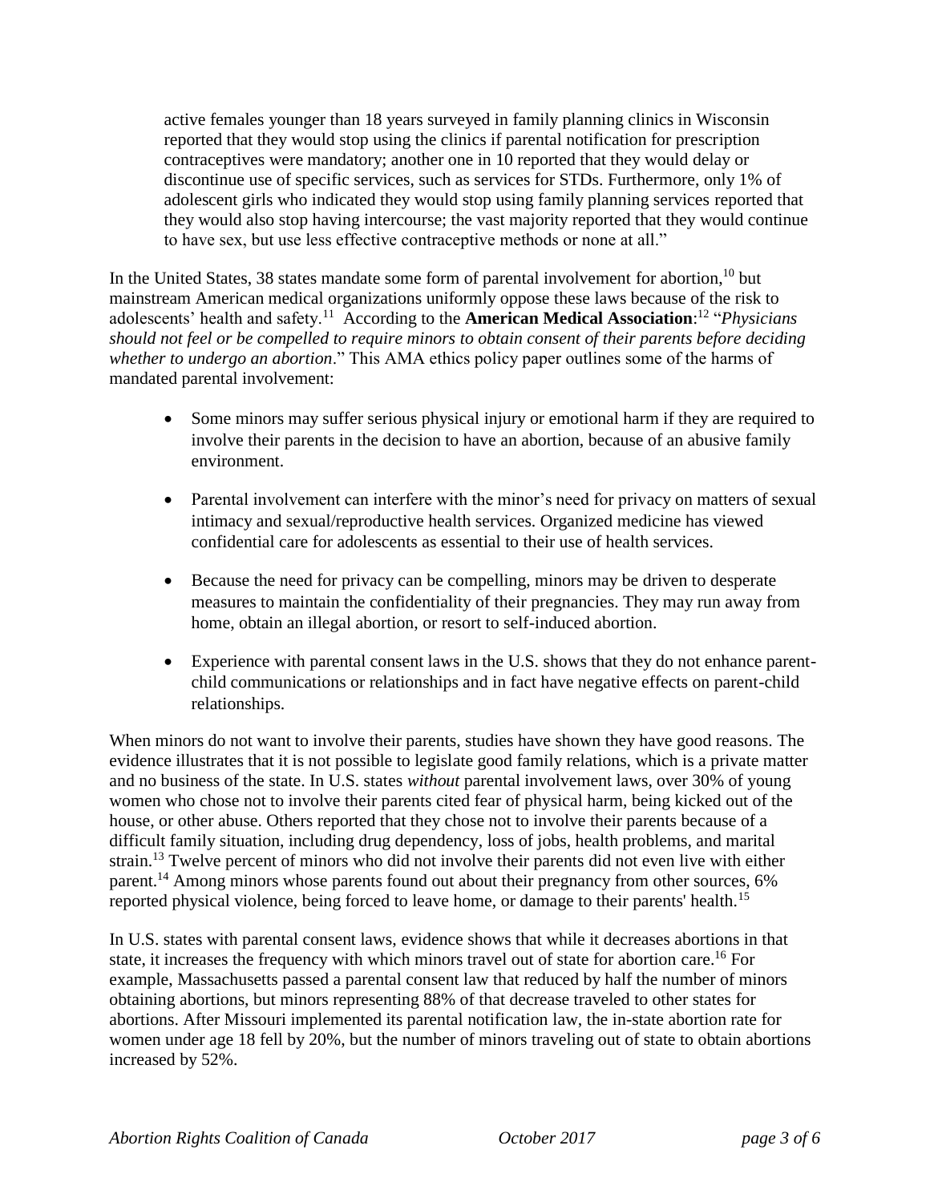active females younger than 18 years surveyed in family planning clinics in Wisconsin reported that they would stop using the clinics if parental notification for prescription contraceptives were mandatory; another one in 10 reported that they would delay or discontinue use of specific services, such as services for STDs. Furthermore, only 1% of adolescent girls who indicated they would stop using family planning services reported that they would also stop having intercourse; the vast majority reported that they would continue to have sex, but use less effective contraceptive methods or none at all."

In the United States, 38 states mandate some form of parental involvement for abortion,[10] but mainstream American medical organizations uniformly oppose these laws because of the risk to adolescents' health and safety.[11] According to the **American Medical Association**:[12] "*Physicians should not feel or be compelled to require minors to obtain consent of their parents before deciding whether to undergo an abortion*." This AMA ethics policy paper outlines some of the harms of mandated parental involvement:

- Some minors may suffer serious physical injury or emotional harm if they are required to involve their parents in the decision to have an abortion, because of an abusive family environment.
- Parental involvement can interfere with the minor's need for privacy on matters of sexual intimacy and sexual/reproductive health services. Organized medicine has viewed confidential care for adolescents as essential to their use of health services.
- Because the need for privacy can be compelling, minors may be driven to desperate measures to maintain the confidentiality of their pregnancies. They may run away from home, obtain an illegal abortion, or resort to self-induced abortion.
- Experience with parental consent laws in the U.S. shows that they do not enhance parent-child communications or relationships and in fact have negative effects on parent-child relationships.

When minors do not want to involve their parents, studies have shown they have good reasons. The evidence illustrates that it is not possible to legislate good family relations, which is a private matter and no business of the state. In U.S. states *without* parental involvement laws, over 30% of young women who chose not to involve their parents cited fear of physical harm, being kicked out of the house, or other abuse. Others reported that they chose not to involve their parents because of a difficult family situation, including drug dependency, loss of jobs, health problems, and marital strain.[13] Twelve percent of minors who did not involve their parents did not even live with either parent.[14] Among minors whose parents found out about their pregnancy from other sources, 6% reported physical violence, being forced to leave home, or damage to their parents' health.[15]

In U.S. states with parental consent laws, evidence shows that while it decreases abortions in that state, it increases the frequency with which minors travel out of state for abortion care.[16] For example, Massachusetts passed a parental consent law that reduced by half the number of minors obtaining abortions, but minors representing 88% of that decrease traveled to other states for abortions. After Missouri implemented its parental notification law, the in-state abortion rate for women under age 18 fell by 20%, but the number of minors traveling out of state to obtain abortions increased by 52%.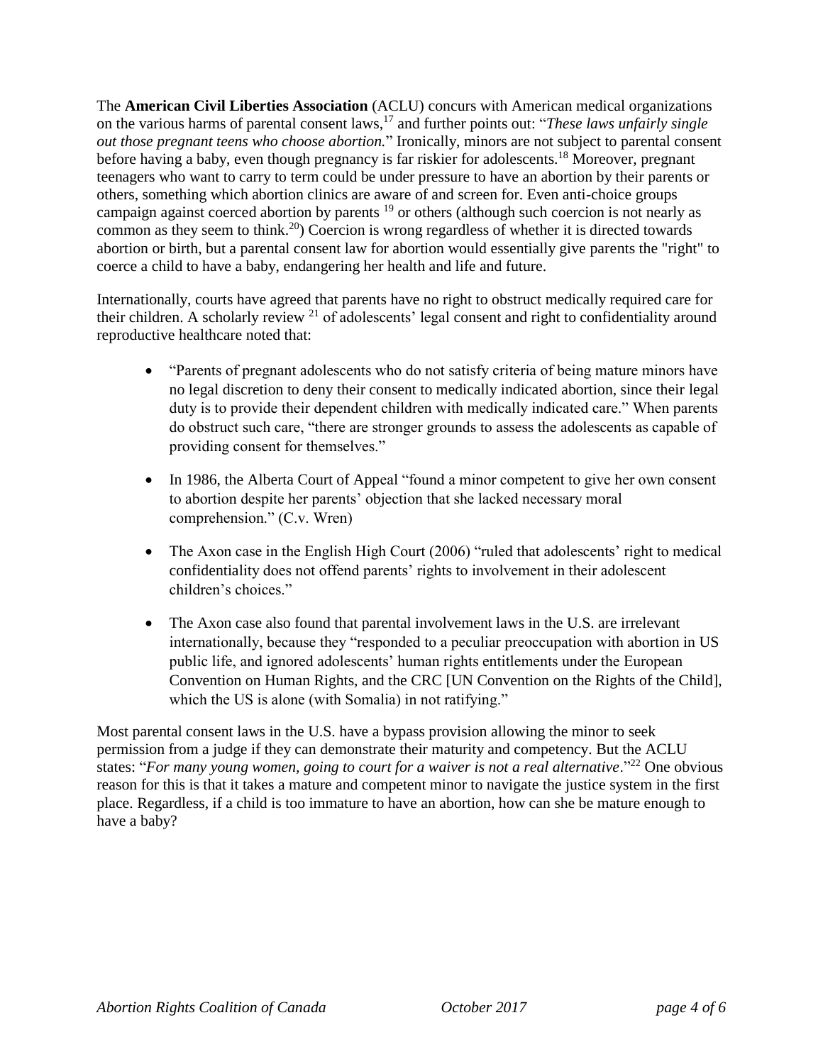The **American Civil Liberties Association** (ACLU) concurs with American medical organizations on the various harms of parental consent laws,[17] and further points out: "*These laws unfairly single out those pregnant teens who choose abortion.*" Ironically, minors are not subject to parental consent before having a baby, even though pregnancy is far riskier for adolescents.[18] Moreover, pregnant teenagers who want to carry to term could be under pressure to have an abortion by their parents or others, something which abortion clinics are aware of and screen for. Even anti-choice groups campaign against coerced abortion by parents [19] or others (although such coercion is not nearly as common as they seem to think.[20]) Coercion is wrong regardless of whether it is directed towards abortion or birth, but a parental consent law for abortion would essentially give parents the "right" to coerce a child to have a baby, endangering her health and life and future.

Internationally, courts have agreed that parents have no right to obstruct medically required care for their children. A scholarly review [21] of adolescents' legal consent and right to confidentiality around reproductive healthcare noted that:

- "Parents of pregnant adolescents who do not satisfy criteria of being mature minors have no legal discretion to deny their consent to medically indicated abortion, since their legal duty is to provide their dependent children with medically indicated care." When parents do obstruct such care, "there are stronger grounds to assess the adolescents as capable of providing consent for themselves."
- In 1986, the Alberta Court of Appeal "found a minor competent to give her own consent to abortion despite her parents' objection that she lacked necessary moral comprehension." (C.v. Wren)
- The Axon case in the English High Court (2006) "ruled that adolescents' right to medical confidentiality does not offend parents' rights to involvement in their adolescent children's choices."
- The Axon case also found that parental involvement laws in the U.S. are irrelevant internationally, because they "responded to a peculiar preoccupation with abortion in US public life, and ignored adolescents' human rights entitlements under the European Convention on Human Rights, and the CRC [UN Convention on the Rights of the Child], which the US is alone (with Somalia) in not ratifying."

Most parental consent laws in the U.S. have a bypass provision allowing the minor to seek permission from a judge if they can demonstrate their maturity and competency. But the ACLU states: "*For many young women, going to court for a waiver is not a real alternative*."[22] One obvious reason for this is that it takes a mature and competent minor to navigate the justice system in the first place. Regardless, if a child is too immature to have an abortion, how can she be mature enough to have a baby?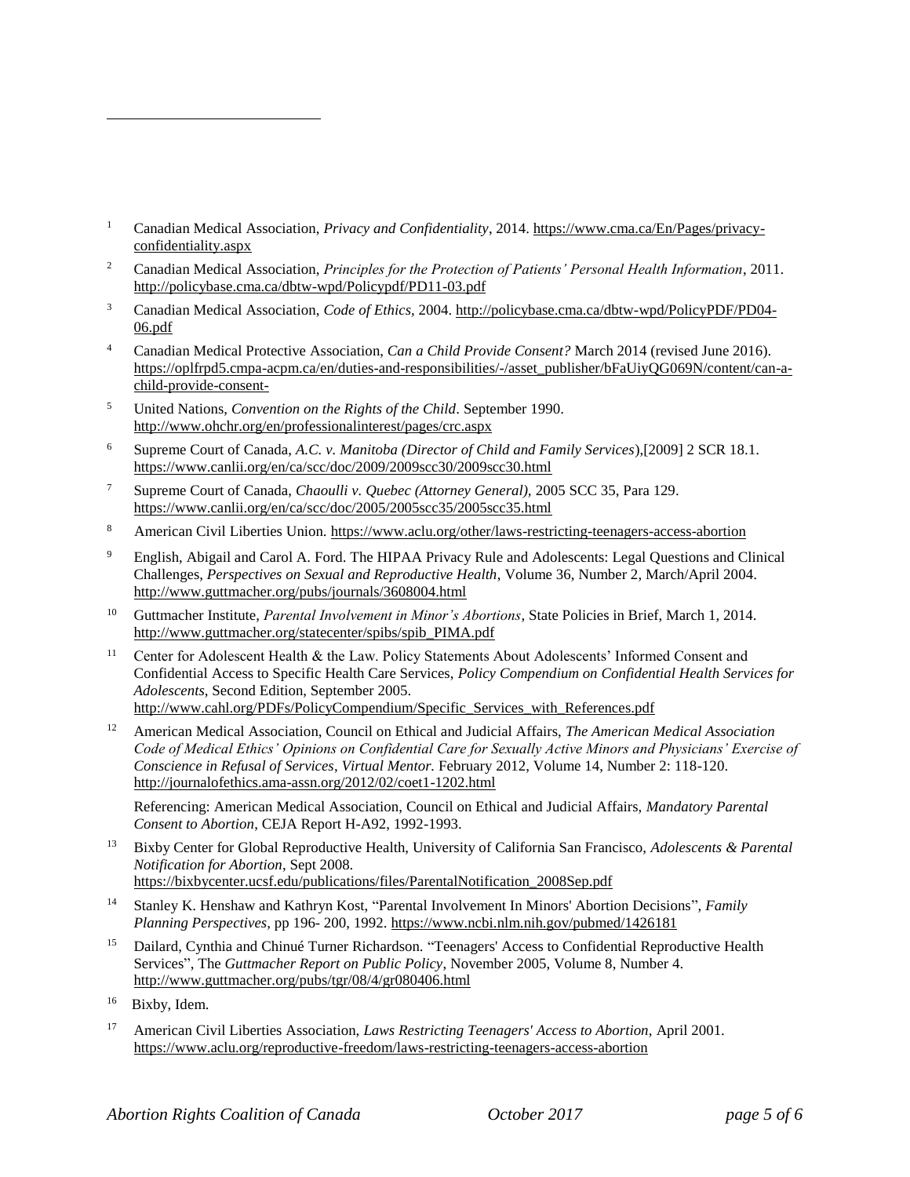[1] Canadian Medical Association, *Privacy and Confidentiality*, 2014. https://www.cma.ca/En/Pages/privacy-confidentiality.aspx

[2] Canadian Medical Association, *Principles for the Protection of Patients' Personal Health Information*, 2011. http://policybase.cma.ca/dbtw-wpd/Policypdf/PD11-03.pdf

[3] Canadian Medical Association, *Code of Ethics*, 2004. http://policybase.cma.ca/dbtw-wpd/PolicyPDF/PD04-06.pdf

[4] Canadian Medical Protective Association, *Can a Child Provide Consent?* March 2014 (revised June 2016). https://oplfrpd5.cmpa-acpm.ca/en/duties-and-responsibilities/-/asset_publisher/bFaUiyQG069N/content/can-a-child-provide-consent-

[5] United Nations, *Convention on the Rights of the Child*. September 1990. http://www.ohchr.org/en/professionalinterest/pages/crc.aspx

[6] Supreme Court of Canada, *A.C. v. Manitoba (Director of Child and Family Services)*,[2009] 2 SCR 18.1. https://www.canlii.org/en/ca/scc/doc/2009/2009scc30/2009scc30.html

[7] Supreme Court of Canada, *Chaoulli v. Quebec (Attorney General)*, 2005 SCC 35, Para 129. https://www.canlii.org/en/ca/scc/doc/2005/2005scc35/2005scc35.html

[8] American Civil Liberties Union. https://www.aclu.org/other/laws-restricting-teenagers-access-abortion

[9] English, Abigail and Carol A. Ford. The HIPAA Privacy Rule and Adolescents: Legal Questions and Clinical Challenges, *Perspectives on Sexual and Reproductive Health*, Volume 36, Number 2, March/April 2004. http://www.guttmacher.org/pubs/journals/3608004.html

[10] Guttmacher Institute, *Parental Involvement in Minor's Abortions*, State Policies in Brief, March 1, 2014. http://www.guttmacher.org/statecenter/spibs/spib_PIMA.pdf

[11] Center for Adolescent Health & the Law. Policy Statements About Adolescents' Informed Consent and Confidential Access to Specific Health Care Services, *Policy Compendium on Confidential Health Services for Adolescents*, Second Edition, September 2005. http://www.cahl.org/PDFs/PolicyCompendium/Specific_Services_with_References.pdf

[12] American Medical Association, Council on Ethical and Judicial Affairs, *The American Medical Association Code of Medical Ethics' Opinions on Confidential Care for Sexually Active Minors and Physicians' Exercise of Conscience in Refusal of Services*, *Virtual Mentor.* February 2012, Volume 14, Number 2: 118-120. http://journalofethics.ama-assn.org/2012/02/coet1-1202.html

Referencing: American Medical Association, Council on Ethical and Judicial Affairs, *Mandatory Parental Consent to Abortion*, CEJA Report H-A92, 1992-1993.

[13] Bixby Center for Global Reproductive Health, University of California San Francisco, *Adolescents & Parental Notification for Abortion*, Sept 2008. https://bixbycenter.ucsf.edu/publications/files/ParentalNotification_2008Sep.pdf

[14] Stanley K. Henshaw and Kathryn Kost, "Parental Involvement In Minors' Abortion Decisions", *Family Planning Perspectives,* pp 196- 200, 1992. https://www.ncbi.nlm.nih.gov/pubmed/1426181

[15] Dailard, Cynthia and Chinué Turner Richardson. "Teenagers' Access to Confidential Reproductive Health Services", The *Guttmacher Report on Public Policy*, November 2005, Volume 8, Number 4. http://www.guttmacher.org/pubs/tgr/08/4/gr080406.html

[16] Bixby, Idem.

[17] American Civil Liberties Association, *Laws Restricting Teenagers' Access to Abortion*, April 2001. https://www.aclu.org/reproductive-freedom/laws-restricting-teenagers-access-abortion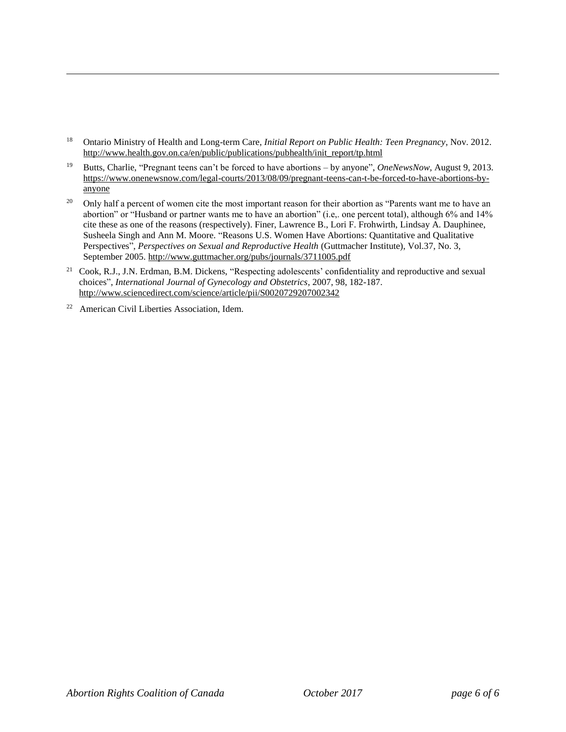[18] Ontario Ministry of Health and Long-term Care, *Initial Report on Public Health: Teen Pregnancy*, Nov. 2012. http://www.health.gov.on.ca/en/public/publications/pubhealth/init_report/tp.html

[19] Butts, Charlie, "Pregnant teens can't be forced to have abortions – by anyone", *OneNewsNow*, August 9, 2013. https://www.onenewsnow.com/legal-courts/2013/08/09/pregnant-teens-can-t-be-forced-to-have-abortions-by-anyone

[20] Only half a percent of women cite the most important reason for their abortion as "Parents want me to have an abortion" or "Husband or partner wants me to have an abortion" (i.e,. one percent total), although 6% and 14% cite these as one of the reasons (respectively). Finer, Lawrence B., Lori F. Frohwirth, Lindsay A. Dauphinee, Susheela Singh and Ann M. Moore. "Reasons U.S. Women Have Abortions: Quantitative and Qualitative Perspectives", *Perspectives on Sexual and Reproductive Health* (Guttmacher Institute), Vol.37, No. 3, September 2005. http://www.guttmacher.org/pubs/journals/3711005.pdf

[21] Cook, R.J., J.N. Erdman, B.M. Dickens, "Respecting adolescents' confidentiality and reproductive and sexual choices", *International Journal of Gynecology and Obstetrics*, 2007, 98, 182-187. http://www.sciencedirect.com/science/article/pii/S0020729207002342

[22] American Civil Liberties Association, Idem.